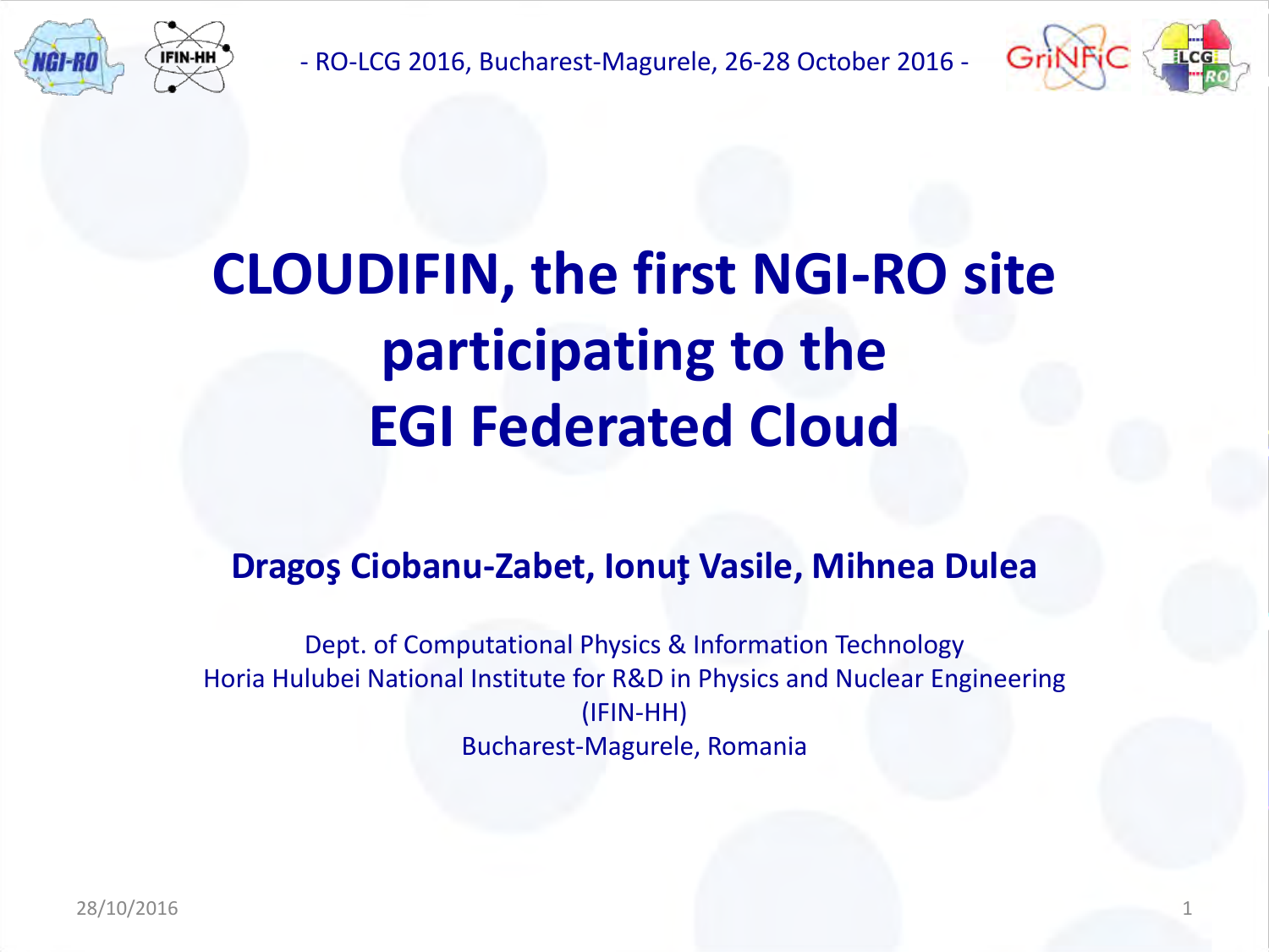- RO-LCG 2016, Bucharest-Magurele, 26-28 October 2016 -

# CLOUDIFIN, the first NGI-RO site participating to the EGI Federated Cloud

**Dragoş Ciobanu-Zabet, Ionuţ Vasile, Mihnea Dulea**

Dept. of Computational Physics & Information Technology
Horia Hulubei National Institute for R&D in Physics and Nuclear Engineering (IFIN-HH)
Bucharest-Magurele, Romania

28/10/2016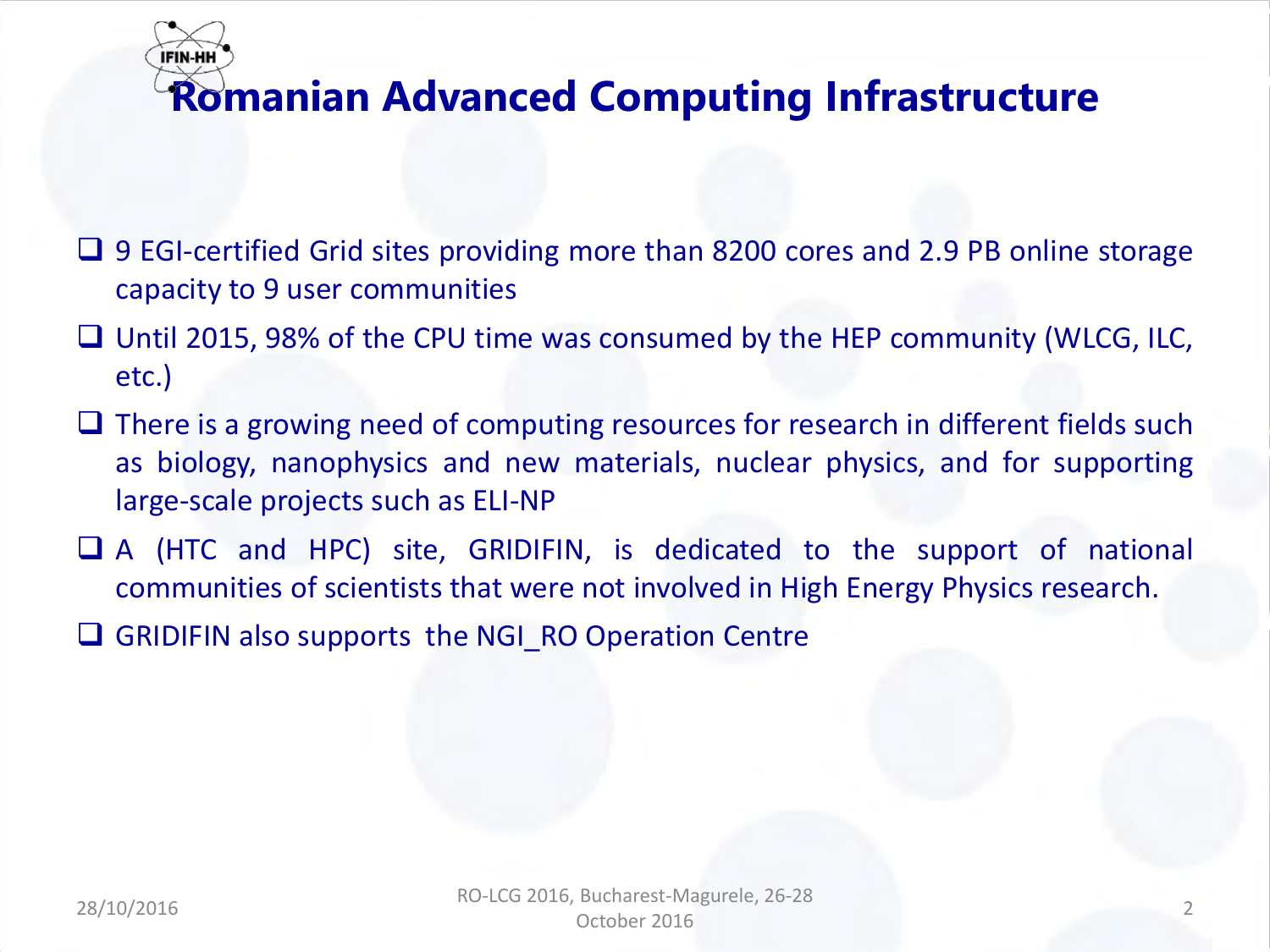# Romanian Advanced Computing Infrastructure

- 9 EGI-certified Grid sites providing more than 8200 cores and 2.9 PB online storage capacity to 9 user communities
- Until 2015, 98% of the CPU time was consumed by the HEP community (WLCG, ILC, etc.)
- There is a growing need of computing resources for research in different fields such as biology, nanophysics and new materials, nuclear physics, and for supporting large-scale projects such as ELI-NP
- A (HTC and HPC) site, GRIDIFIN, is dedicated to the support of national communities of scientists that were not involved in High Energy Physics research.
- GRIDIFIN also supports the NGI_RO Operation Centre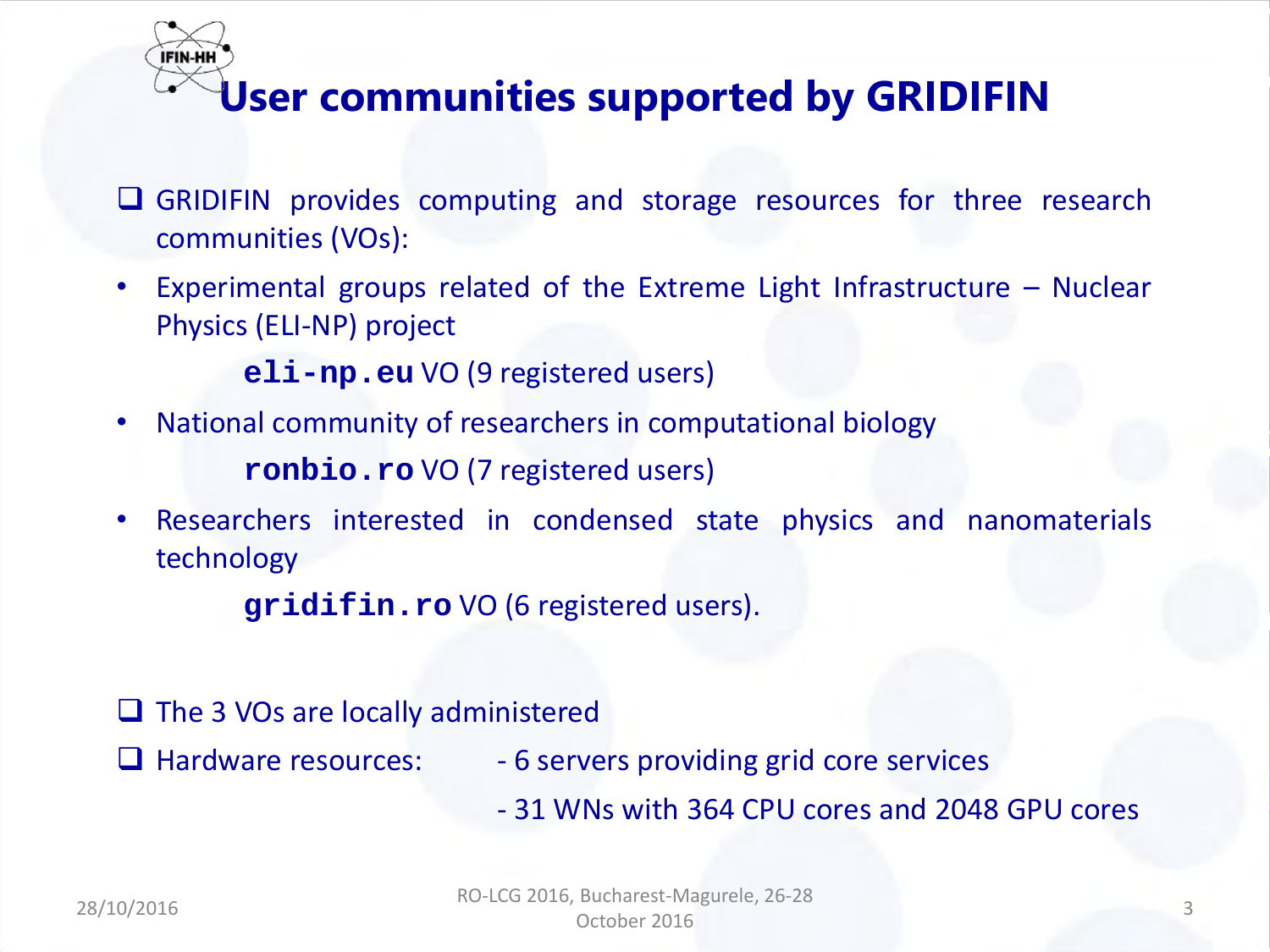# User communities supported by GRIDIFIN

- GRIDIFIN provides computing and storage resources for three research communities (VOs):

- Experimental groups related of the Extreme Light Infrastructure – Nuclear Physics (ELI-NP) project

  **`eli-np.eu`** VO (9 registered users)

- National community of researchers in computational biology

  **`ronbio.ro`** VO (7 registered users)

- Researchers interested in condensed state physics and nanomaterials technology

  **`gridifin.ro`** VO (6 registered users).

- The 3 VOs are locally administered
- Hardware resources:
  - 6 servers providing grid core services
  - 31 WNs with 364 CPU cores and 2048 GPU cores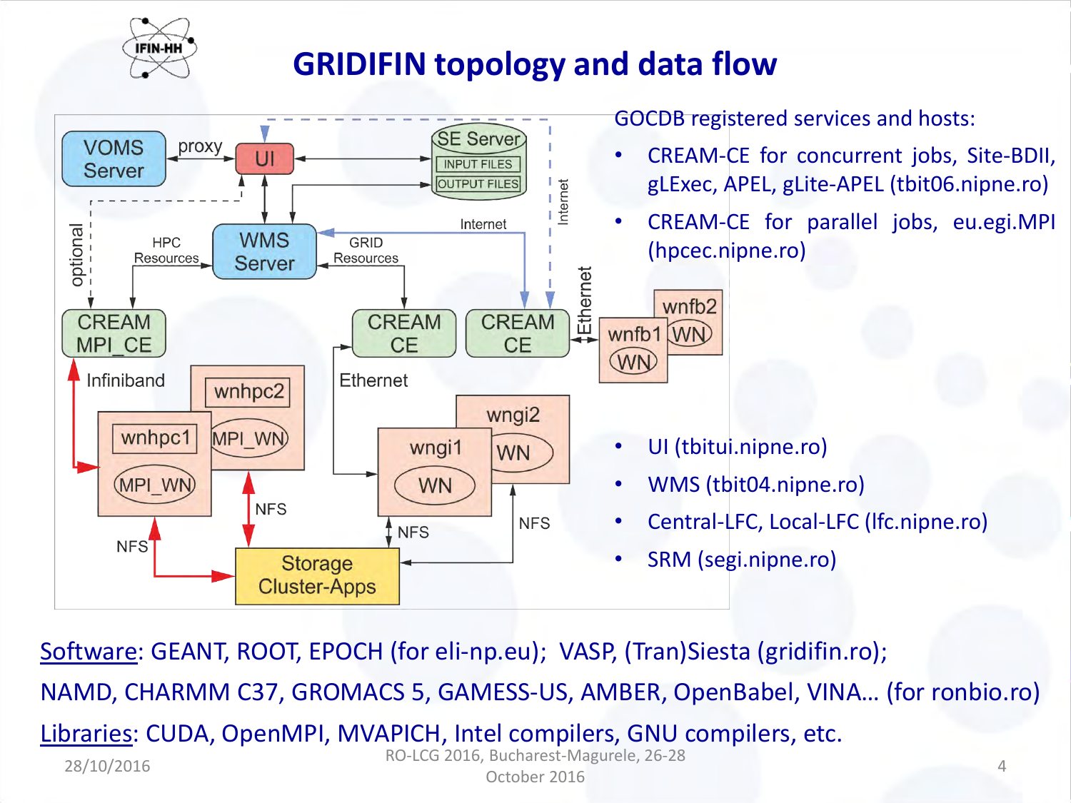# GRIDIFIN topology and data flow

GOCDB registered services and hosts:

- CREAM-CE for concurrent jobs, Site-BDII, gLExec, APEL, gLite-APEL (tbit06.nipne.ro)
- CREAM-CE for parallel jobs, eu.egi.MPI (hpcec.nipne.ro)

- UI (tbitui.nipne.ro)
- WMS (tbit04.nipne.ro)
- Central-LFC, Local-LFC (lfc.nipne.ro)
- SRM (segi.nipne.ro)

Software: GEANT, ROOT, EPOCH (for eli-np.eu); VASP, (Tran)Siesta (gridifin.ro);

NAMD, CHARMM C37, GROMACS 5, GAMESS-US, AMBER, OpenBabel, VINA… (for ronbio.ro)

Libraries: CUDA, OpenMPI, MVAPICH, Intel compilers, GNU compilers, etc.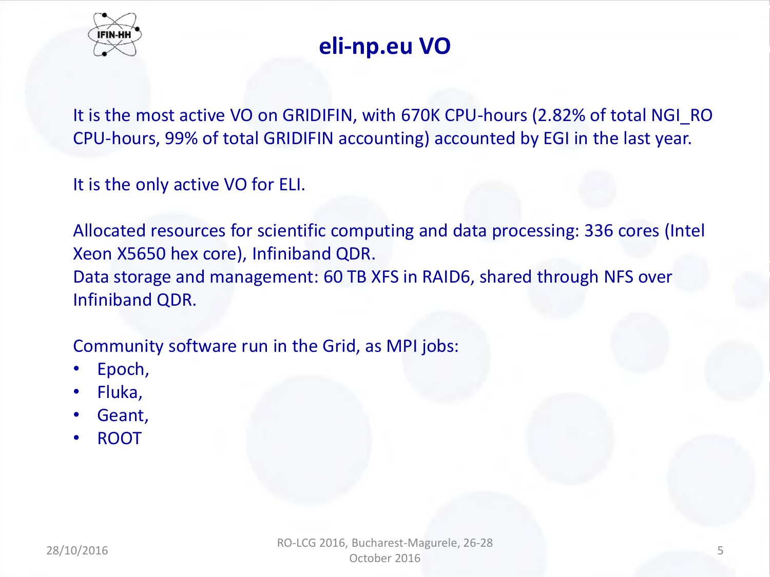# eli-np.eu VO

It is the most active VO on GRIDIFIN, with 670K CPU-hours (2.82% of total NGI_RO CPU-hours, 99% of total GRIDIFIN accounting) accounted by EGI in the last year.

It is the only active VO for ELI.

Allocated resources for scientific computing and data processing: 336 cores (Intel Xeon X5650 hex core), Infiniband QDR.
Data storage and management: 60 TB XFS in RAID6, shared through NFS over Infiniband QDR.

Community software run in the Grid, as MPI jobs:

- Epoch,
- Fluka,
- Geant,
- ROOT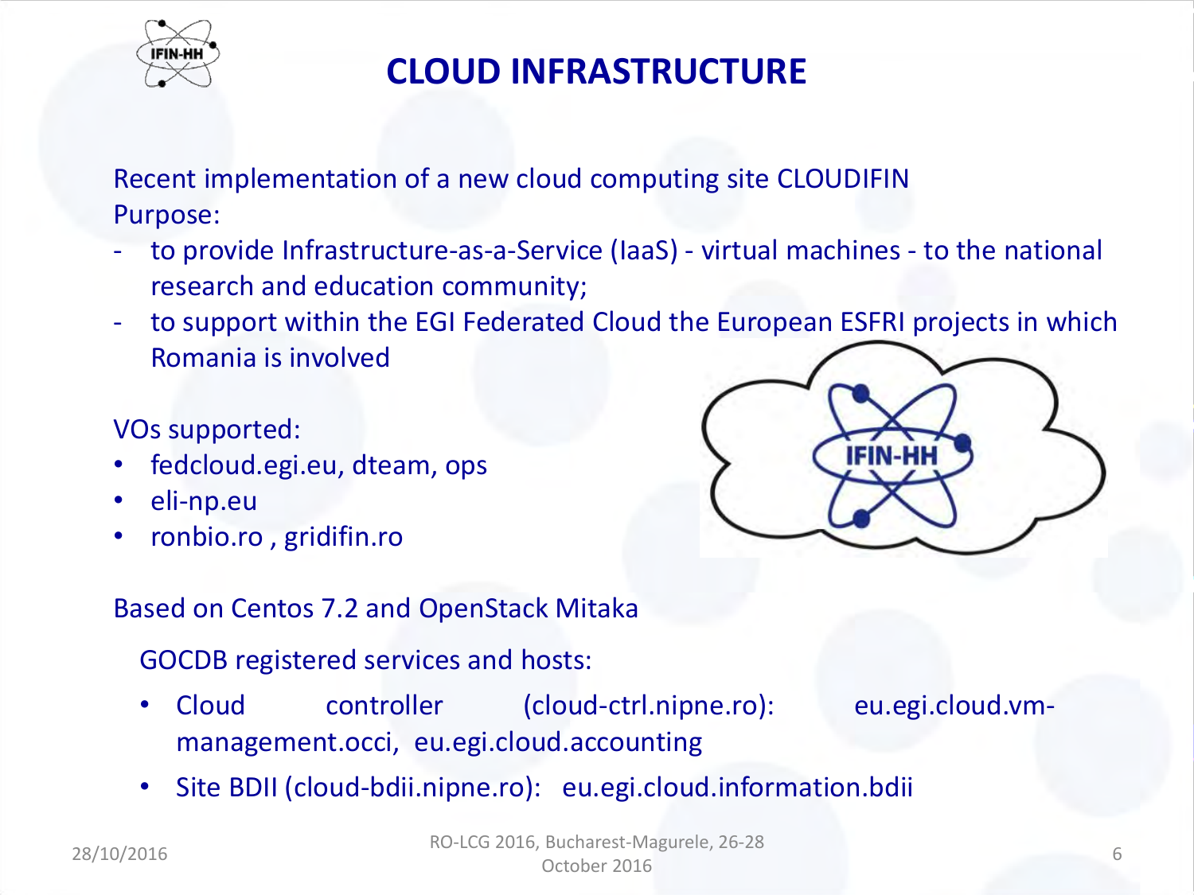# CLOUD INFRASTRUCTURE

Recent implementation of a new cloud computing site CLOUDIFIN

Purpose:

- to provide Infrastructure-as-a-Service (IaaS) - virtual machines - to the national research and education community;
- to support within the EGI Federated Cloud the European ESFRI projects in which Romania is involved

VOs supported:

- fedcloud.egi.eu, dteam, ops
- eli-np.eu
- ronbio.ro , gridifin.ro

Based on Centos 7.2 and OpenStack Mitaka

GOCDB registered services and hosts:

- Cloud controller (cloud-ctrl.nipne.ro): eu.egi.cloud.vm-management.occi, eu.egi.cloud.accounting
- Site BDII (cloud-bdii.nipne.ro): eu.egi.cloud.information.bdii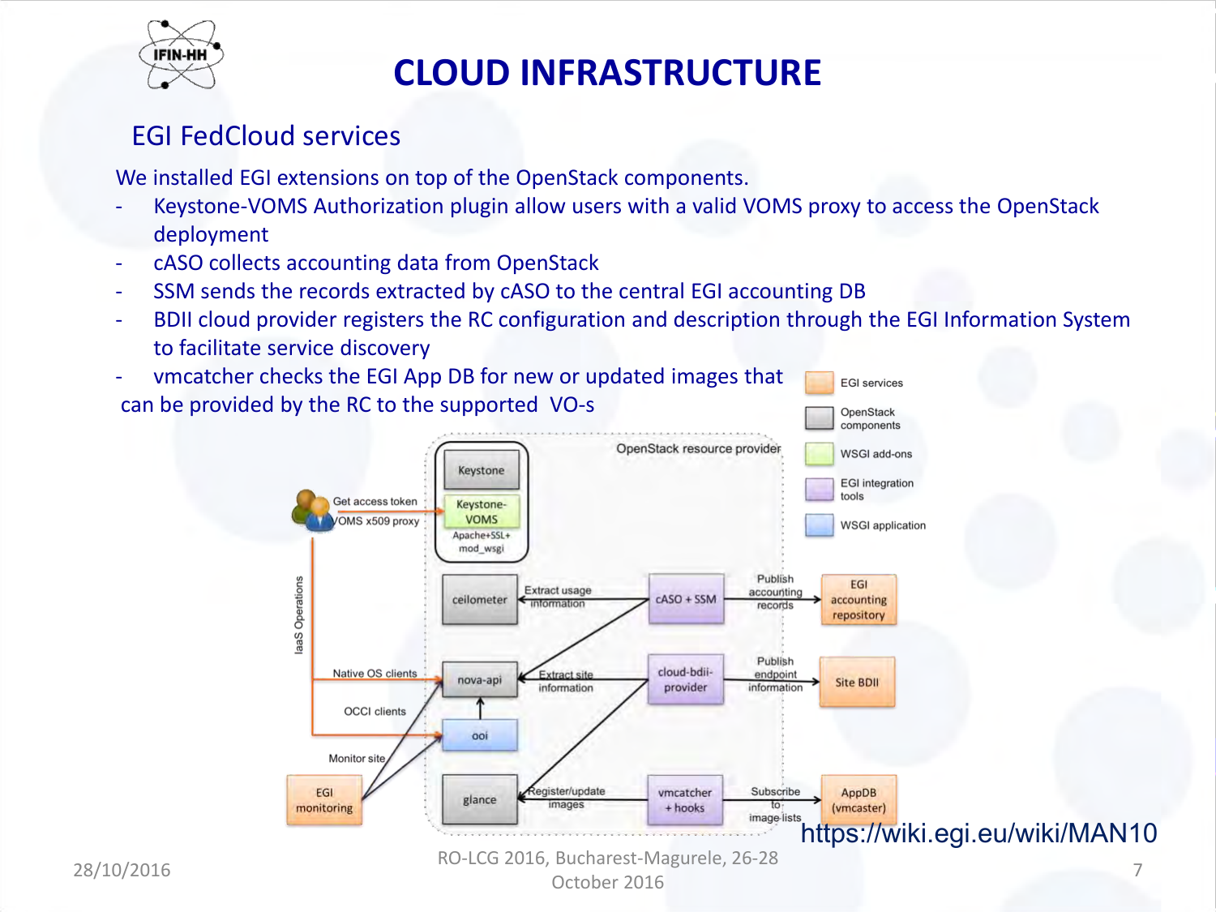# CLOUD INFRASTRUCTURE

## EGI FedCloud services

We installed EGI extensions on top of the OpenStack components.

- Keystone-VOMS Authorization plugin allow users with a valid VOMS proxy to access the OpenStack deployment
- cASO collects accounting data from OpenStack
- SSM sends the records extracted by cASO to the central EGI accounting DB
- BDII cloud provider registers the RC configuration and description through the EGI Information System to facilitate service discovery
- vmcatcher checks the EGI App DB for new or updated images that can be provided by the RC to the supported VO-s

https://wiki.egi.eu/wiki/MAN10

28/10/2016

RO-LCG 2016, Bucharest-Magurele, 26-28 October 2016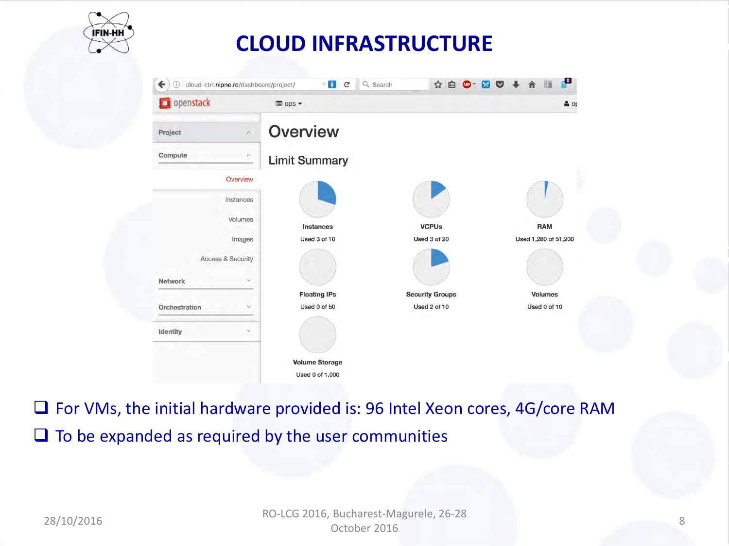# CLOUD INFRASTRUCTURE

Overview

Limit Summary

| Instances | VCPUs | RAM |
|---|---|---|
| Used 3 of 10 | Used 3 of 20 | Used 1,280 of 51,200 |

| Floating IPs | Security Groups | Volumes |
|---|---|---|
| Used 0 of 50 | Used 2 of 10 | Used 0 of 10 |

| Volume Storage |
|---|
| Used 0 of 1,000 |

- For VMs, the initial hardware provided is: 96 Intel Xeon cores, 4G/core RAM
- To be expanded as required by the user communities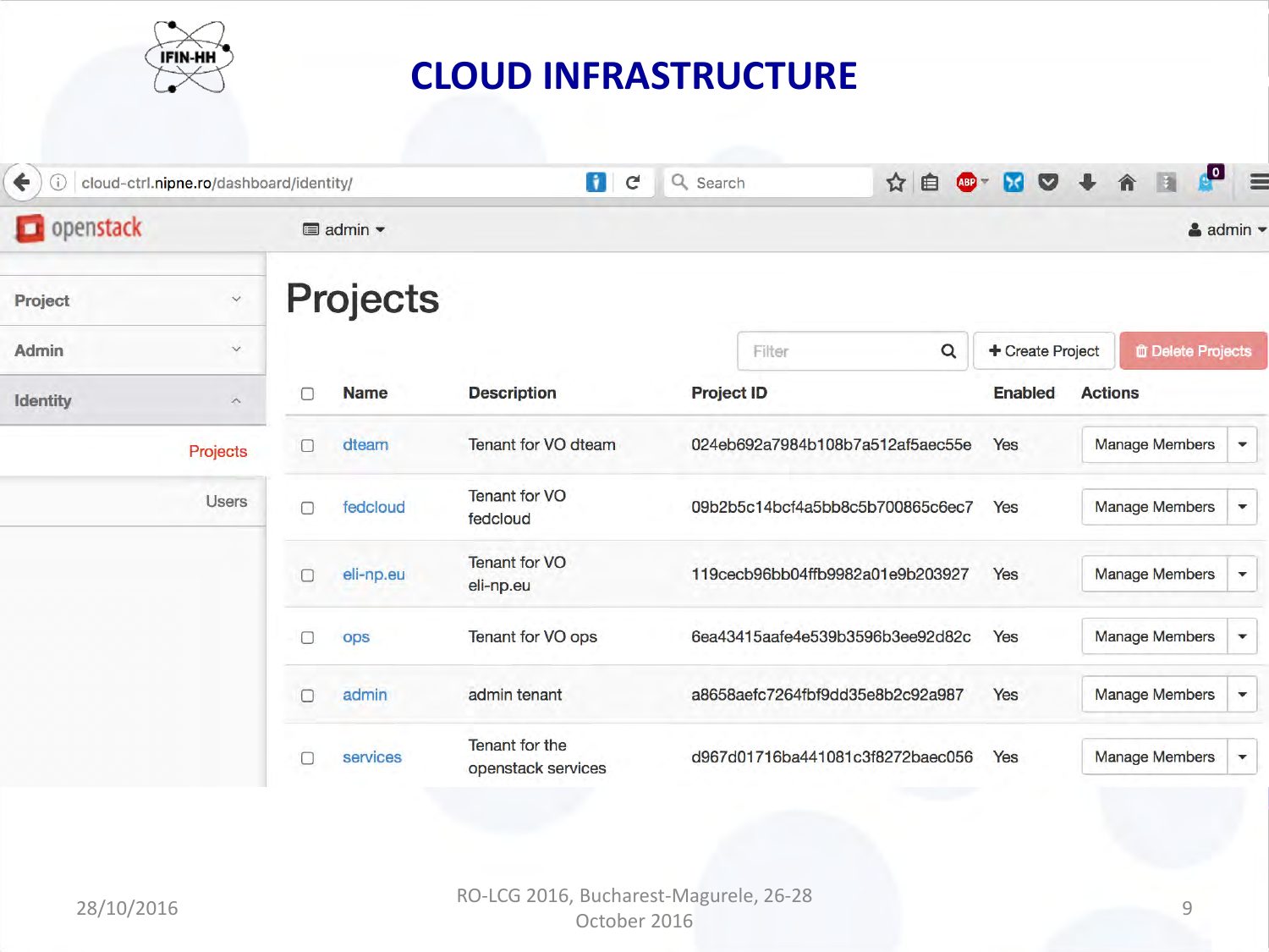# CLOUD INFRASTRUCTURE

cloud-ctrl.nipne.ro/dashboard/identity/

openstack — admin — admin

- Project
- Admin
- Identity
  - Projects
  - Users

## Projects

Filter | + Create Project | Delete Projects

| Name | Description | Project ID | Enabled | Actions |
|---|---|---|---|---|
| dteam | Tenant for VO dteam | 024eb692a7984b108b7a512af5aec55e | Yes | Manage Members |
| fedcloud | Tenant for VO fedcloud | 09b2b5c14bcf4a5bb8c5b700865c6ec7 | Yes | Manage Members |
| eli-np.eu | Tenant for VO eli-np.eu | 119cecb96bb04ffb9982a01e9b203927 | Yes | Manage Members |
| ops | Tenant for VO ops | 6ea43415aafe4e539b3596b3ee92d82c | Yes | Manage Members |
| admin | admin tenant | a8658aefc7264fbf9dd35e8b2c92a987 | Yes | Manage Members |
| services | Tenant for the openstack services | d967d01716ba441081c3f8272baec056 | Yes | Manage Members |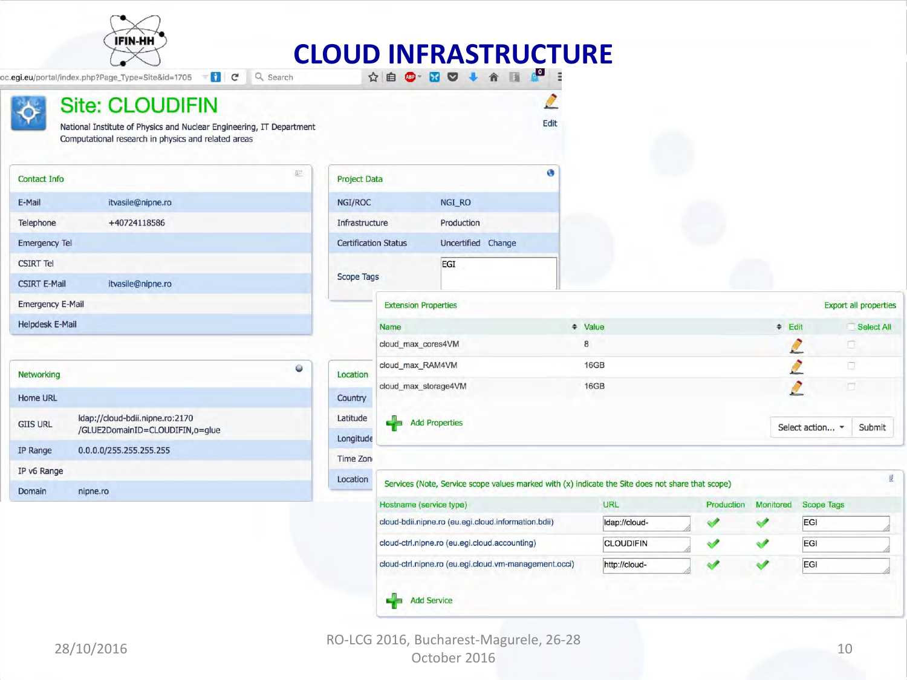# CLOUD INFRASTRUCTURE

## Site: CLOUDIFIN

National Institute of Physics and Nuclear Engineering, IT Department
Computational research in physics and related areas

Edit

### Contact Info

| | |
|---|---|
| E-Mail | itvasile@nipne.ro |
| Telephone | +40724118586 |
| Emergency Tel | |
| CSIRT Tel | |
| CSIRT E-Mail | itvasile@nipne.ro |
| Emergency E-Mail | |
| Helpdesk E-Mail | |

### Project Data

| | |
|---|---|
| NGI/ROC | NGI_RO |
| Infrastructure | Production |
| Certification Status | Uncertified Change |
| Scope Tags | EGI |

### Networking

| | |
|---|---|
| Home URL | |
| GIIS URL | ldap://cloud-bdii.nipne.ro:2170 /GLUE2DomainID=CLOUDIFIN,o=glue |
| IP Range | 0.0.0.0/255.255.255.255 |
| IP v6 Range | |
| Domain | nipne.ro |

### Location

| |
|---|
| Country |
| Latitude |
| Longitude |
| Time Zon |
| Location |

### Extension Properties

Export all properties

| Name | Value | Edit | Select All |
|---|---|---|---|
| cloud_max_cores4VM | 8 | | |
| cloud_max_RAM4VM | 16GB | | |
| cloud_max_storage4VM | 16GB | | |

Add Properties — Select action... Submit

### Services (Note, Service scope values marked with (x) indicate the Site does not share that scope)

| Hostname (service type) | URL | Production | Monitored | Scope Tags |
|---|---|---|---|---|
| cloud-bdii.nipne.ro (eu.egi.cloud.information.bdii) | ldap://cloud- | ✓ | ✓ | EGI |
| cloud-ctrl.nipne.ro (eu.egi.cloud.accounting) | CLOUDIFIN | ✓ | ✓ | EGI |
| cloud-ctrl.nipne.ro (eu.egi.cloud.vm-management.occi) | http://cloud- | ✓ | ✓ | EGI |

Add Service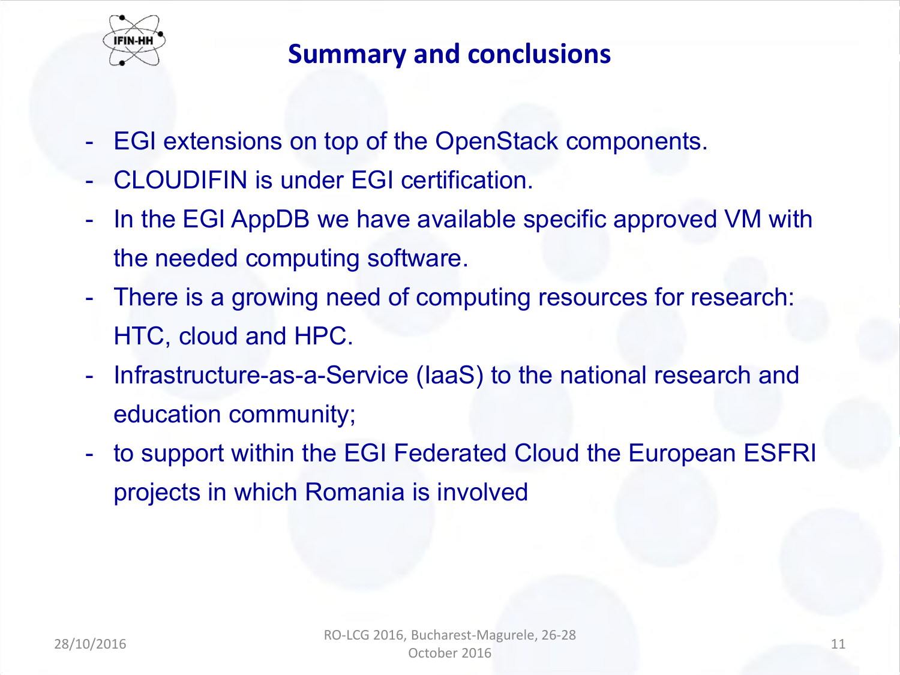# Summary and conclusions

- EGI extensions on top of the OpenStack components.
- CLOUDIFIN is under EGI certification.
- In the EGI AppDB we have available specific approved VM with the needed computing software.
- There is a growing need of computing resources for research: HTC, cloud and HPC.
- Infrastructure-as-a-Service (IaaS) to the national research and education community;
- to support within the EGI Federated Cloud the European ESFRI projects in which Romania is involved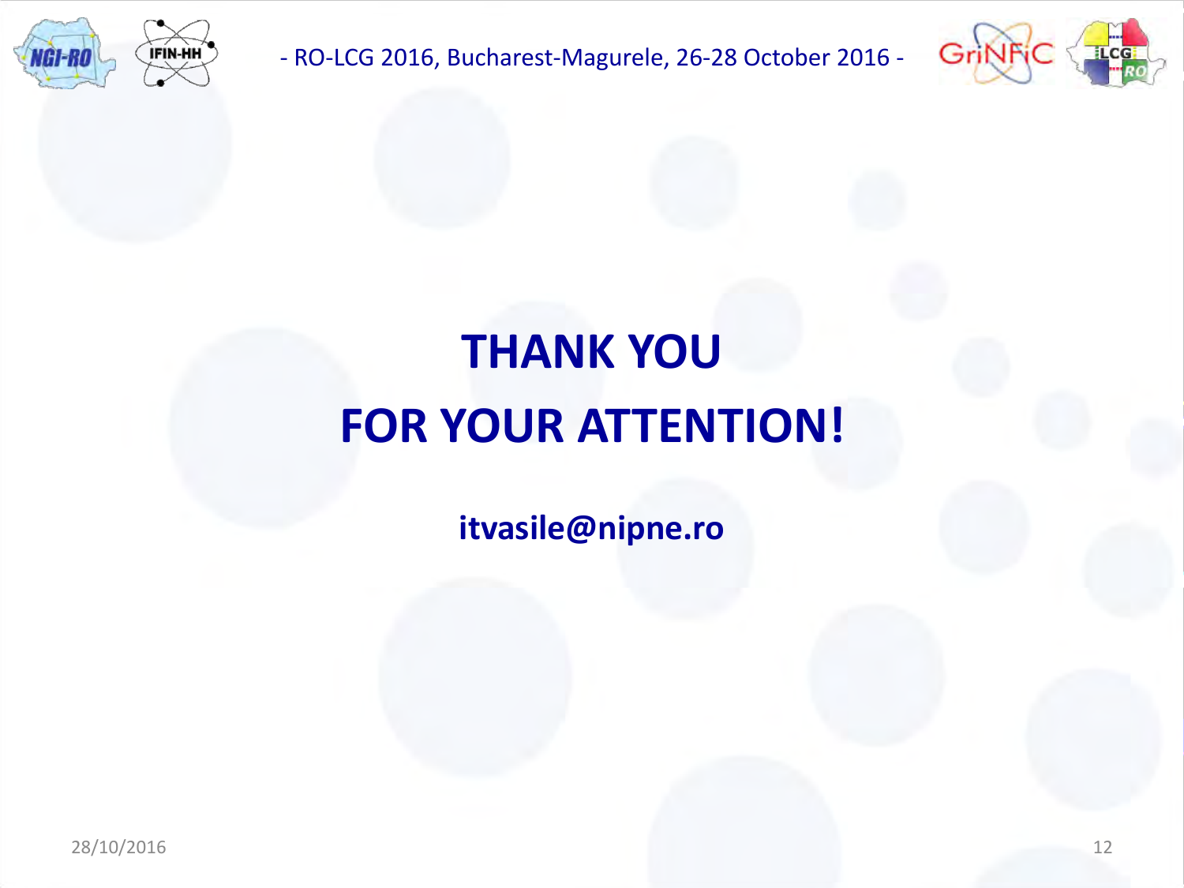# THANK YOU

# FOR YOUR ATTENTION!

**itvasile@nipne.ro**